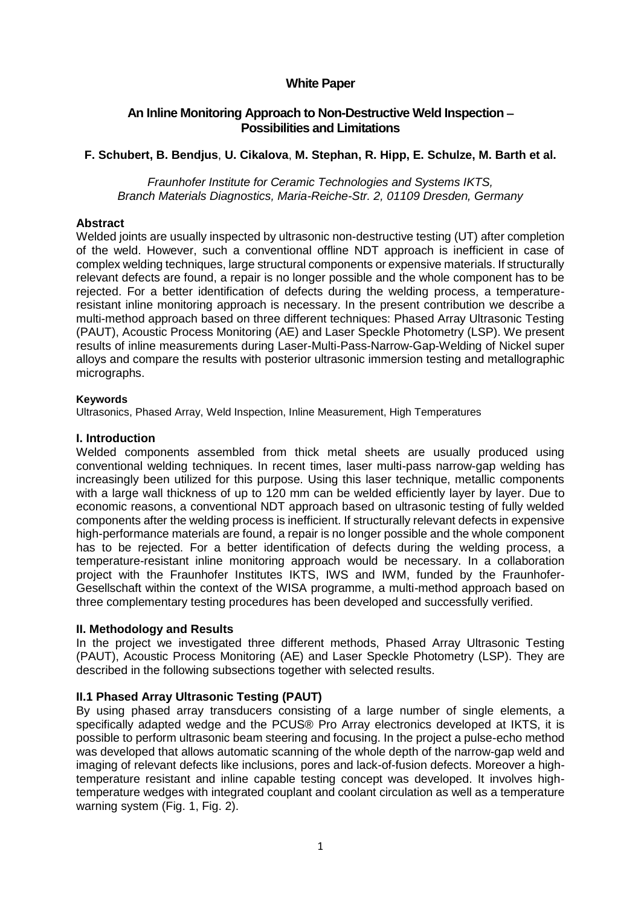**White Paper**

# An Inline Monitoring Approach to Non-Destructive Weld Inspection – Possibilities and Limitations

**F. Schubert, B. Bendjus, U. Cikalova, M. Stephan, R. Hipp, E. Schulze, M. Barth et al.**

*Fraunhofer Institute for Ceramic Technologies and Systems IKTS, Branch Materials Diagnostics, Maria-Reiche-Str. 2, 01109 Dresden, Germany*

## Abstract

Welded joints are usually inspected by ultrasonic non-destructive testing (UT) after completion of the weld. However, such a conventional offline NDT approach is inefficient in case of complex welding techniques, large structural components or expensive materials. If structurally relevant defects are found, a repair is no longer possible and the whole component has to be rejected. For a better identification of defects during the welding process, a temperature-resistant inline monitoring approach is necessary. In the present contribution we describe a multi-method approach based on three different techniques: Phased Array Ultrasonic Testing (PAUT), Acoustic Process Monitoring (AE) and Laser Speckle Photometry (LSP). We present results of inline measurements during Laser-Multi-Pass-Narrow-Gap-Welding of Nickel super alloys and compare the results with posterior ultrasonic immersion testing and metallographic micrographs.

**Keywords**

Ultrasonics, Phased Array, Weld Inspection, Inline Measurement, High Temperatures

## I. Introduction

Welded components assembled from thick metal sheets are usually produced using conventional welding techniques. In recent times, laser multi-pass narrow-gap welding has increasingly been utilized for this purpose. Using this laser technique, metallic components with a large wall thickness of up to 120 mm can be welded efficiently layer by layer. Due to economic reasons, a conventional NDT approach based on ultrasonic testing of fully welded components after the welding process is inefficient. If structurally relevant defects in expensive high-performance materials are found, a repair is no longer possible and the whole component has to be rejected. For a better identification of defects during the welding process, a temperature-resistant inline monitoring approach would be necessary. In a collaboration project with the Fraunhofer Institutes IKTS, IWS and IWM, funded by the Fraunhofer-Gesellschaft within the context of the WISA programme, a multi-method approach based on three complementary testing procedures has been developed and successfully verified.

## II. Methodology and Results

In the project we investigated three different methods, Phased Array Ultrasonic Testing (PAUT), Acoustic Process Monitoring (AE) and Laser Speckle Photometry (LSP). They are described in the following subsections together with selected results.

### II.1 Phased Array Ultrasonic Testing (PAUT)

By using phased array transducers consisting of a large number of single elements, a specifically adapted wedge and the PCUS® Pro Array electronics developed at IKTS, it is possible to perform ultrasonic beam steering and focusing. In the project a pulse-echo method was developed that allows automatic scanning of the whole depth of the narrow-gap weld and imaging of relevant defects like inclusions, pores and lack-of-fusion defects. Moreover a high-temperature resistant and inline capable testing concept was developed. It involves high-temperature wedges with integrated couplant and coolant circulation as well as a temperature warning system (Fig. 1, Fig. 2).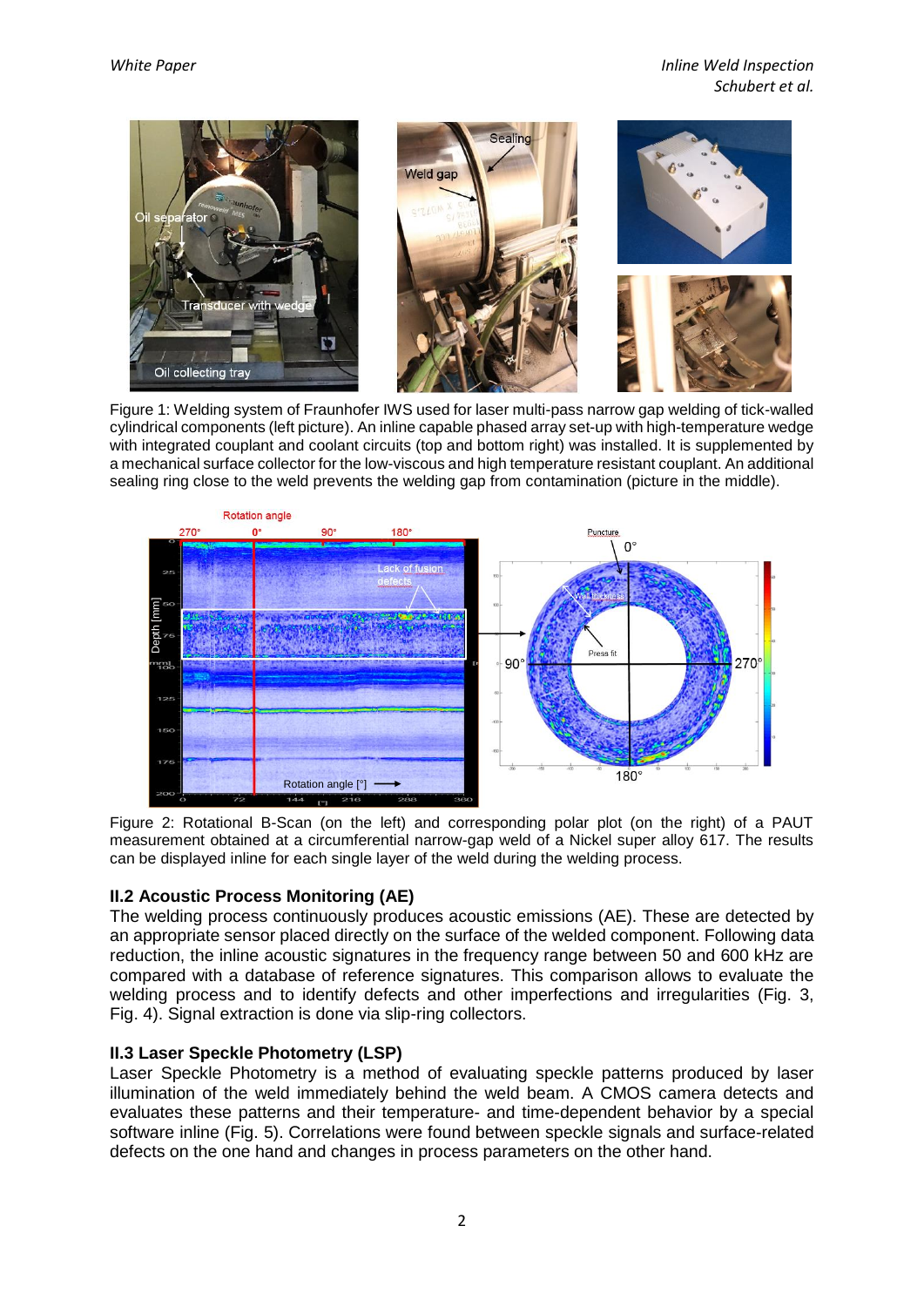Figure 1: Welding system of Fraunhofer IWS used for laser multi-pass narrow gap welding of tick-walled cylindrical components (left picture). An inline capable phased array set-up with high-temperature wedge with integrated couplant and coolant circuits (top and bottom right) was installed. It is supplemented by a mechanical surface collector for the low-viscous and high temperature resistant couplant. An additional sealing ring close to the weld prevents the welding gap from contamination (picture in the middle).

Figure 2: Rotational B-Scan (on the left) and corresponding polar plot (on the right) of a PAUT measurement obtained at a circumferential narrow-gap weld of a Nickel super alloy 617. The results can be displayed inline for each single layer of the weld during the welding process.

### II.2 Acoustic Process Monitoring (AE)

The welding process continuously produces acoustic emissions (AE). These are detected by an appropriate sensor placed directly on the surface of the welded component. Following data reduction, the inline acoustic signatures in the frequency range between 50 and 600 kHz are compared with a database of reference signatures. This comparison allows to evaluate the welding process and to identify defects and other imperfections and irregularities (Fig. 3, Fig. 4). Signal extraction is done via slip-ring collectors.

### II.3 Laser Speckle Photometry (LSP)

Laser Speckle Photometry is a method of evaluating speckle patterns produced by laser illumination of the weld immediately behind the weld beam. A CMOS camera detects and evaluates these patterns and their temperature- and time-dependent behavior by a special software inline (Fig. 5). Correlations were found between speckle signals and surface-related defects on the one hand and changes in process parameters on the other hand.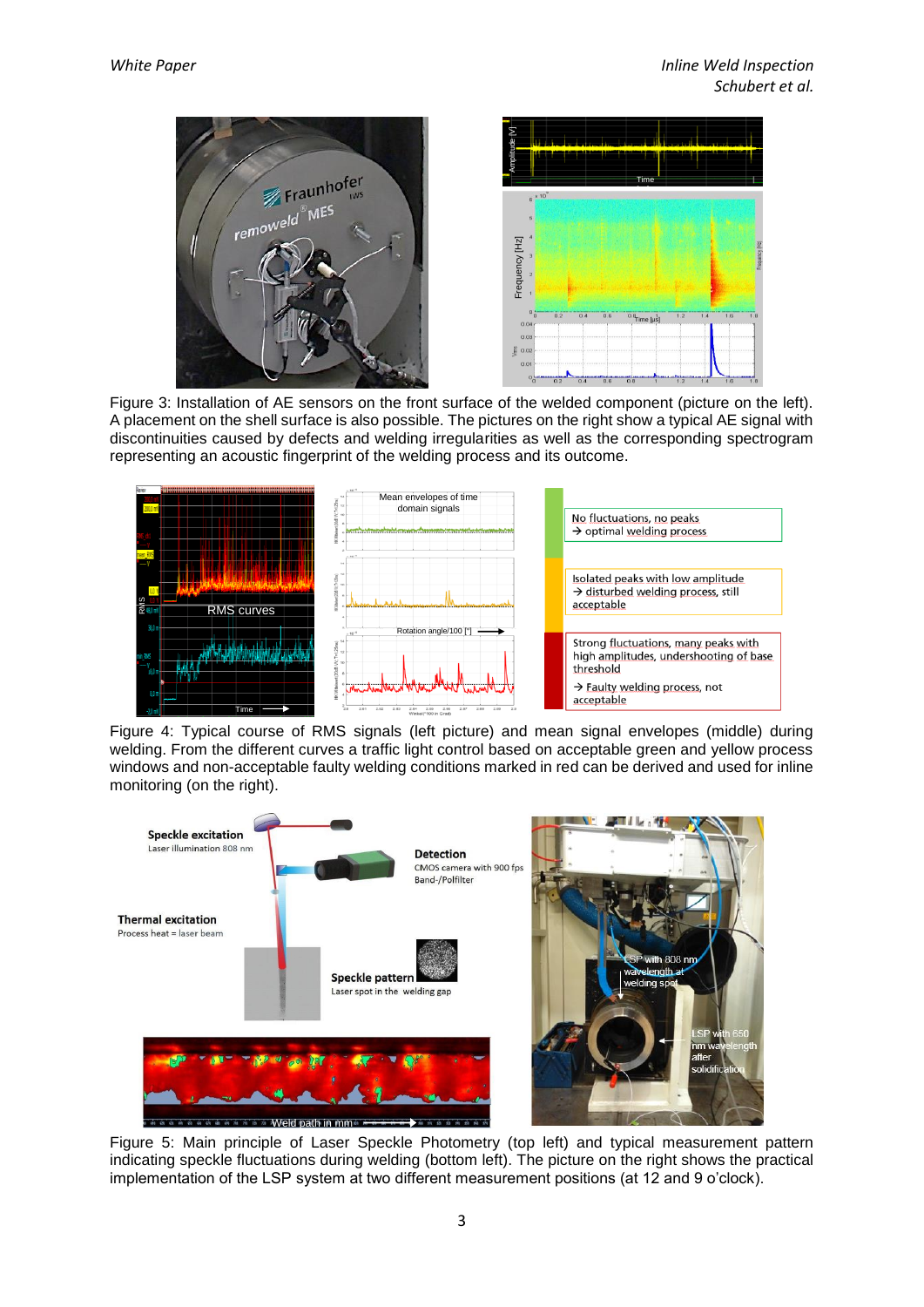Figure 3: Installation of AE sensors on the front surface of the welded component (picture on the left). A placement on the shell surface is also possible. The pictures on the right show a typical AE signal with discontinuities caused by defects and welding irregularities as well as the corresponding spectrogram representing an acoustic fingerprint of the welding process and its outcome.

Figure 4: Typical course of RMS signals (left picture) and mean signal envelopes (middle) during welding. From the different curves a traffic light control based on acceptable green and yellow process windows and non-acceptable faulty welding conditions marked in red can be derived and used for inline monitoring (on the right).

Figure 5: Main principle of Laser Speckle Photometry (top left) and typical measurement pattern indicating speckle fluctuations during welding (bottom left). The picture on the right shows the practical implementation of the LSP system at two different measurement positions (at 12 and 9 o'clock).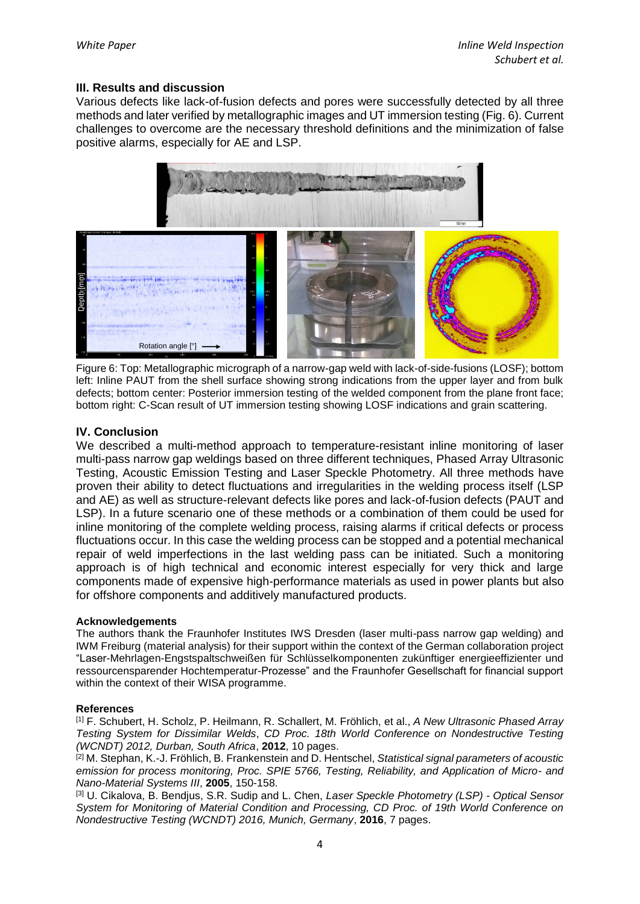## III. Results and discussion

Various defects like lack-of-fusion defects and pores were successfully detected by all three methods and later verified by metallographic images and UT immersion testing (Fig. 6). Current challenges to overcome are the necessary threshold definitions and the minimization of false positive alarms, especially for AE and LSP.

Figure 6: Top: Metallographic micrograph of a narrow-gap weld with lack-of-side-fusions (LOSF); bottom left: Inline PAUT from the shell surface showing strong indications from the upper layer and from bulk defects; bottom center: Posterior immersion testing of the welded component from the plane front face; bottom right: C-Scan result of UT immersion testing showing LOSF indications and grain scattering.

## IV. Conclusion

We described a multi-method approach to temperature-resistant inline monitoring of laser multi-pass narrow gap weldings based on three different techniques, Phased Array Ultrasonic Testing, Acoustic Emission Testing and Laser Speckle Photometry. All three methods have proven their ability to detect fluctuations and irregularities in the welding process itself (LSP and AE) as well as structure-relevant defects like pores and lack-of-fusion defects (PAUT and LSP). In a future scenario one of these methods or a combination of them could be used for inline monitoring of the complete welding process, raising alarms if critical defects or process fluctuations occur. In this case the welding process can be stopped and a potential mechanical repair of weld imperfections in the last welding pass can be initiated. Such a monitoring approach is of high technical and economic interest especially for very thick and large components made of expensive high-performance materials as used in power plants but also for offshore components and additively manufactured products.

**Acknowledgements**

The authors thank the Fraunhofer Institutes IWS Dresden (laser multi-pass narrow gap welding) and IWM Freiburg (material analysis) for their support within the context of the German collaboration project "Laser-Mehrlagen-Engstspaltschweißen für Schlüsselkomponenten zukünftiger energieeffizienter und ressourcensparender Hochtemperatur-Prozesse" and the Fraunhofer Gesellschaft for financial support within the context of their WISA programme.

**References**

[1] F. Schubert, H. Scholz, P. Heilmann, R. Schallert, M. Fröhlich, et al., *A New Ultrasonic Phased Array Testing System for Dissimilar Welds*, *CD Proc. 18th World Conference on Nondestructive Testing (WCNDT) 2012, Durban, South Africa*, **2012**, 10 pages.

[2] M. Stephan, K.-J. Fröhlich, B. Frankenstein and D. Hentschel, *Statistical signal parameters of acoustic emission for process monitoring, Proc. SPIE 5766, Testing, Reliability, and Application of Micro- and Nano-Material Systems III*, **2005**, 150-158.

[3] U. Cikalova, B. Bendjus, S.R. Sudip and L. Chen, *Laser Speckle Photometry (LSP) - Optical Sensor System for Monitoring of Material Condition and Processing, CD Proc. of 19th World Conference on Nondestructive Testing (WCNDT) 2016, Munich, Germany*, **2016**, 7 pages.